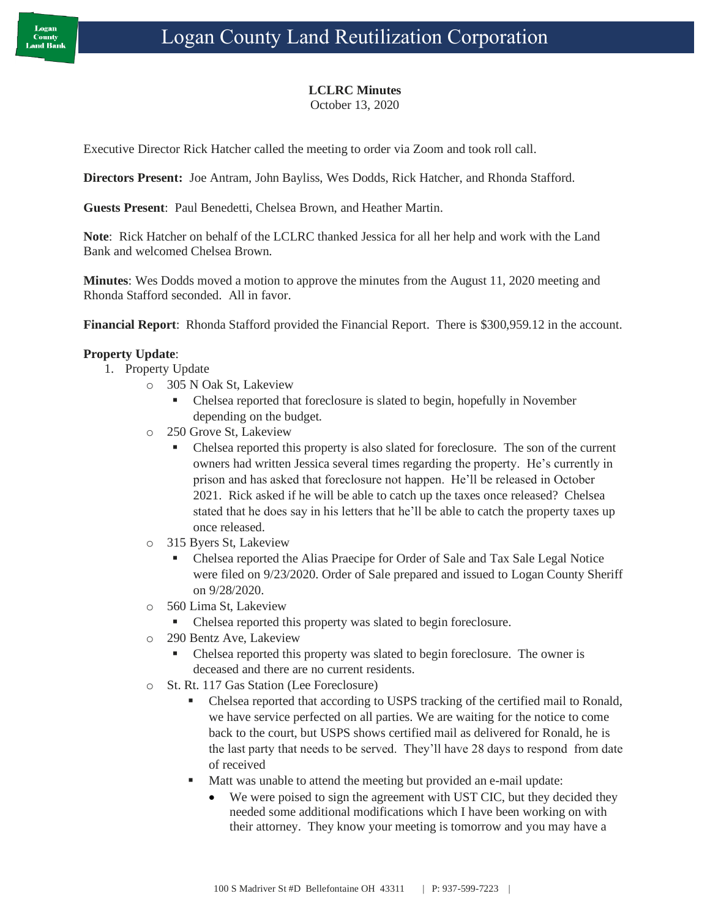# Logan County Land Reutilization Corporation

**LCLRC Minutes**
October 13, 2020

Executive Director Rick Hatcher called the meeting to order via Zoom and took roll call.

**Directors Present:** Joe Antram, John Bayliss, Wes Dodds, Rick Hatcher, and Rhonda Stafford.

**Guests Present**: Paul Benedetti, Chelsea Brown, and Heather Martin.

**Note**: Rick Hatcher on behalf of the LCLRC thanked Jessica for all her help and work with the Land Bank and welcomed Chelsea Brown.

**Minutes**: Wes Dodds moved a motion to approve the minutes from the August 11, 2020 meeting and Rhonda Stafford seconded. All in favor.

**Financial Report**: Rhonda Stafford provided the Financial Report. There is $300,959.12 in the account.

**Property Update**:

1. Property Update
   - 305 N Oak St, Lakeview
     - Chelsea reported that foreclosure is slated to begin, hopefully in November depending on the budget.
   - 250 Grove St, Lakeview
     - Chelsea reported this property is also slated for foreclosure. The son of the current owners had written Jessica several times regarding the property. He's currently in prison and has asked that foreclosure not happen. He'll be released in October 2021. Rick asked if he will be able to catch up the taxes once released? Chelsea stated that he does say in his letters that he'll be able to catch the property taxes up once released.
   - 315 Byers St, Lakeview
     - Chelsea reported the Alias Praecipe for Order of Sale and Tax Sale Legal Notice were filed on 9/23/2020. Order of Sale prepared and issued to Logan County Sheriff on 9/28/2020.
   - 560 Lima St, Lakeview
     - Chelsea reported this property was slated to begin foreclosure.
   - 290 Bentz Ave, Lakeview
     - Chelsea reported this property was slated to begin foreclosure. The owner is deceased and there are no current residents.
   - St. Rt. 117 Gas Station (Lee Foreclosure)
     - Chelsea reported that according to USPS tracking of the certified mail to Ronald, we have service perfected on all parties. We are waiting for the notice to come back to the court, but USPS shows certified mail as delivered for Ronald, he is the last party that needs to be served. They'll have 28 days to respond from date of received
     - Matt was unable to attend the meeting but provided an e-mail update:
       - We were poised to sign the agreement with UST CIC, but they decided they needed some additional modifications which I have been working on with their attorney. They know your meeting is tomorrow and you may have a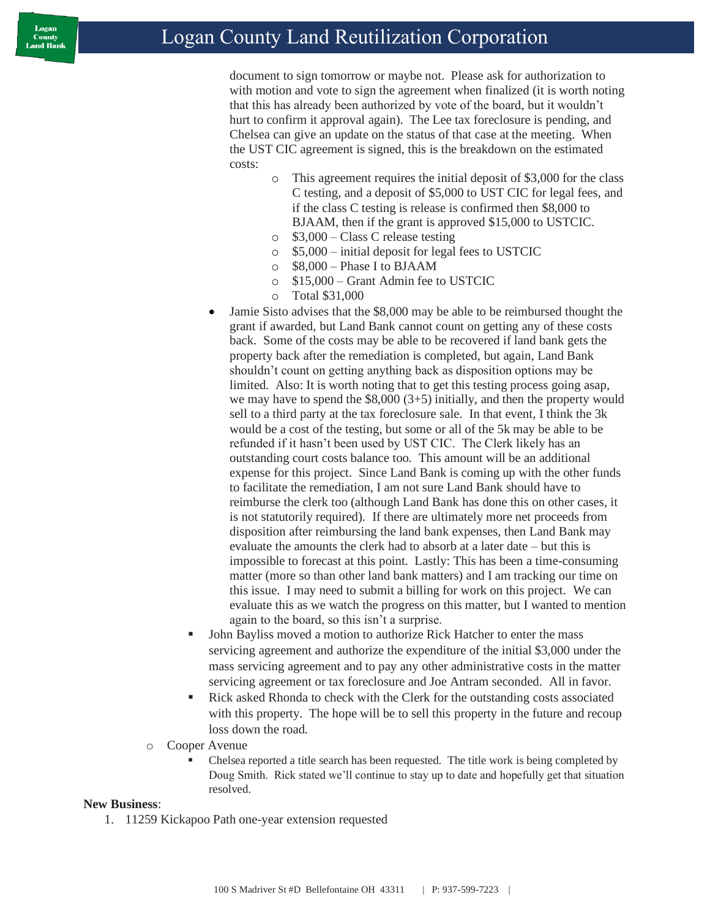document to sign tomorrow or maybe not. Please ask for authorization to with motion and vote to sign the agreement when finalized (it is worth noting that this has already been authorized by vote of the board, but it wouldn't hurt to confirm it approval again). The Lee tax foreclosure is pending, and Chelsea can give an update on the status of that case at the meeting. When the UST CIC agreement is signed, this is the breakdown on the estimated costs:

- This agreement requires the initial deposit of $3,000 for the class C testing, and a deposit of $5,000 to UST CIC for legal fees, and if the class C testing is release is confirmed then $8,000 to BJAAM, then if the grant is approved $15,000 to USTCIC.
- $3,000 – Class C release testing
- $5,000 – initial deposit for legal fees to USTCIC
- $8,000 – Phase I to BJAAM
- $15,000 – Grant Admin fee to USTCIC
- Total $31,000

- Jamie Sisto advises that the $8,000 may be able to be reimbursed thought the grant if awarded, but Land Bank cannot count on getting any of these costs back. Some of the costs may be able to be recovered if land bank gets the property back after the remediation is completed, but again, Land Bank shouldn't count on getting anything back as disposition options may be limited. Also: It is worth noting that to get this testing process going asap, we may have to spend the $8,000 (3+5) initially, and then the property would sell to a third party at the tax foreclosure sale. In that event, I think the 3k would be a cost of the testing, but some or all of the 5k may be able to be refunded if it hasn't been used by UST CIC. The Clerk likely has an outstanding court costs balance too. This amount will be an additional expense for this project. Since Land Bank is coming up with the other funds to facilitate the remediation, I am not sure Land Bank should have to reimburse the clerk too (although Land Bank has done this on other cases, it is not statutorily required). If there are ultimately more net proceeds from disposition after reimbursing the land bank expenses, then Land Bank may evaluate the amounts the clerk had to absorb at a later date – but this is impossible to forecast at this point. Lastly: This has been a time-consuming matter (more so than other land bank matters) and I am tracking our time on this issue. I may need to submit a billing for work on this project. We can evaluate this as we watch the progress on this matter, but I wanted to mention again to the board, so this isn't a surprise.

- John Bayliss moved a motion to authorize Rick Hatcher to enter the mass servicing agreement and authorize the expenditure of the initial $3,000 under the mass servicing agreement and to pay any other administrative costs in the matter servicing agreement or tax foreclosure and Joe Antram seconded. All in favor.
- Rick asked Rhonda to check with the Clerk for the outstanding costs associated with this property. The hope will be to sell this property in the future and recoup loss down the road.

- Cooper Avenue
  - Chelsea reported a title search has been requested. The title work is being completed by Doug Smith. Rick stated we'll continue to stay up to date and hopefully get that situation resolved.

**New Business**:

1. 11259 Kickapoo Path one-year extension requested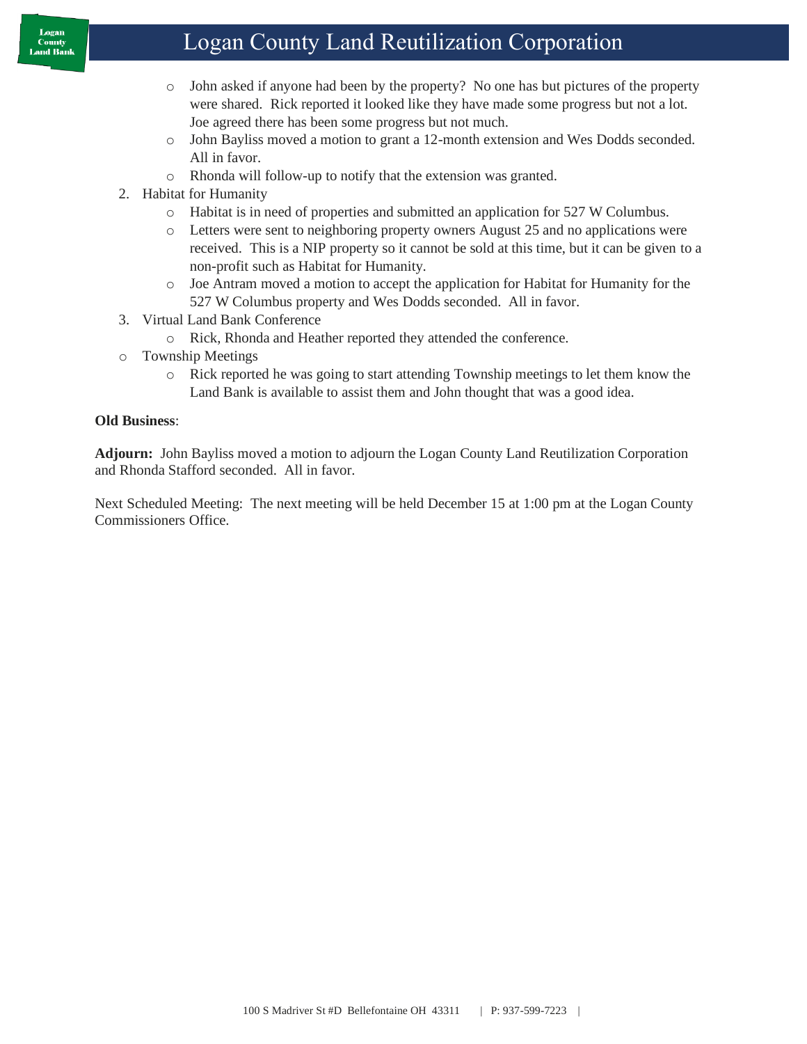- John asked if anyone had been by the property? No one has but pictures of the property were shared. Rick reported it looked like they have made some progress but not a lot. Joe agreed there has been some progress but not much.
    - John Bayliss moved a motion to grant a 12-month extension and Wes Dodds seconded. All in favor.
    - Rhonda will follow-up to notify that the extension was granted.

2. Habitat for Humanity
    - Habitat is in need of properties and submitted an application for 527 W Columbus.
    - Letters were sent to neighboring property owners August 25 and no applications were received. This is a NIP property so it cannot be sold at this time, but it can be given to a non-profit such as Habitat for Humanity.
    - Joe Antram moved a motion to accept the application for Habitat for Humanity for the 527 W Columbus property and Wes Dodds seconded. All in favor.
3. Virtual Land Bank Conference
    - Rick, Rhonda and Heather reported they attended the conference.

- Township Meetings
    - Rick reported he was going to start attending Township meetings to let them know the Land Bank is available to assist them and John thought that was a good idea.

**Old Business**:

**Adjourn:** John Bayliss moved a motion to adjourn the Logan County Land Reutilization Corporation and Rhonda Stafford seconded. All in favor.

Next Scheduled Meeting: The next meeting will be held December 15 at 1:00 pm at the Logan County Commissioners Office.